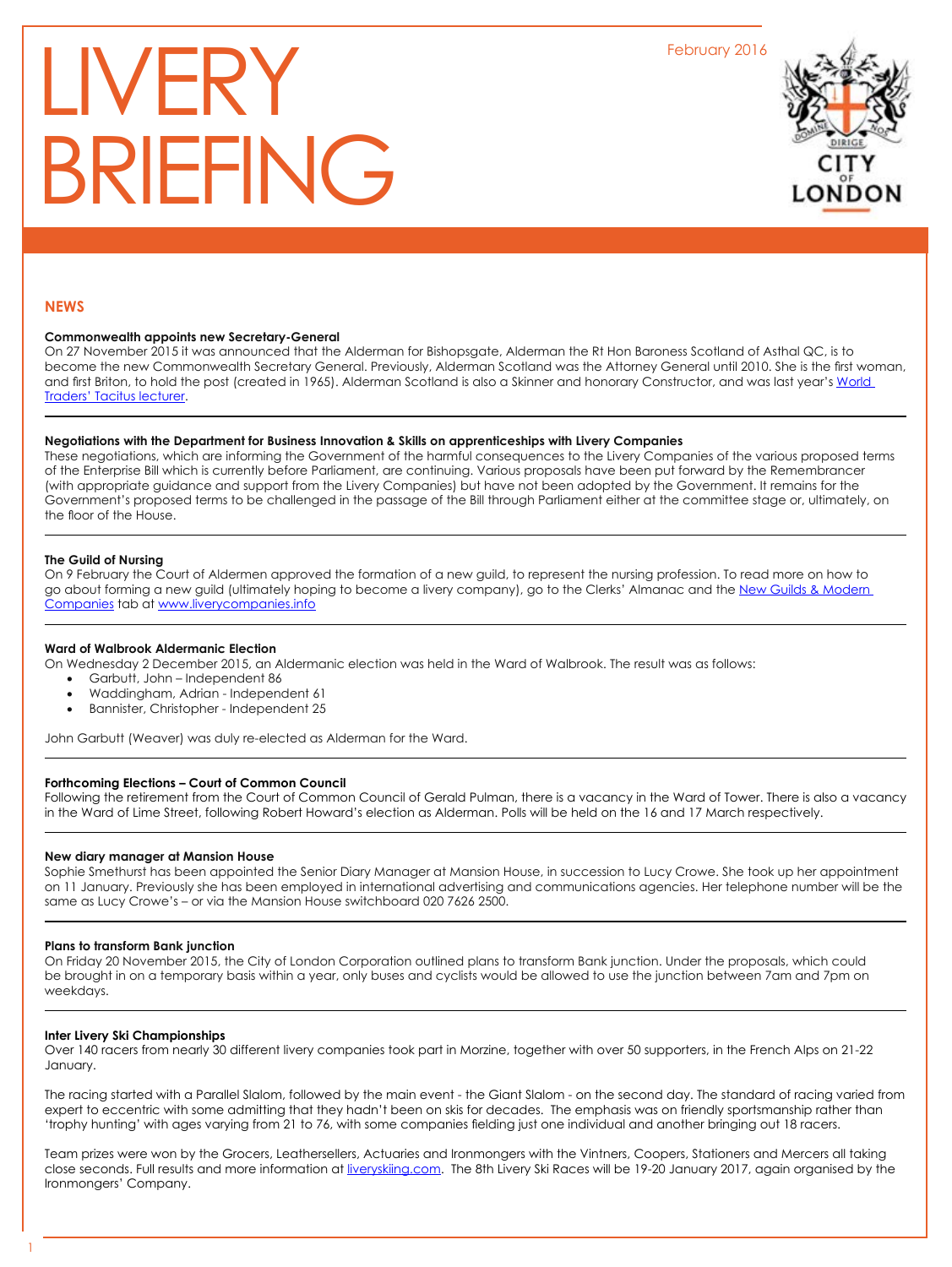# LIVERY BRIEFING

February 2016

## NEWS

**Commonwealth appoints new Secretary-General**
On 27 November 2015 it was announced that the Alderman for Bishopsgate, Alderman the Rt Hon Baroness Scotland of Asthal QC, is to become the new Commonwealth Secretary General. Previously, Alderman Scotland was the Attorney General until 2010. She is the first woman, and first Briton, to hold the post (created in 1965). Alderman Scotland is also a Skinner and honorary Constructor, and was last year's World Traders' Tacitus lecturer.

---

**Negotiations with the Department for Business Innovation & Skills on apprenticeships with Livery Companies**
These negotiations, which are informing the Government of the harmful consequences to the Livery Companies of the various proposed terms of the Enterprise Bill which is currently before Parliament, are continuing. Various proposals have been put forward by the Remembrancer (with appropriate guidance and support from the Livery Companies) but have not been adopted by the Government. It remains for the Government's proposed terms to be challenged in the passage of the Bill through Parliament either at the committee stage or, ultimately, on the floor of the House.

---

**The Guild of Nursing**
On 9 February the Court of Aldermen approved the formation of a new guild, to represent the nursing profession. To read more on how to go about forming a new guild (ultimately hoping to become a livery company), go to the Clerks' Almanac and the New Guilds & Modern Companies tab at www.liverycompanies.info

---

**Ward of Walbrook Aldermanic Election**
On Wednesday 2 December 2015, an Aldermanic election was held in the Ward of Walbrook. The result was as follows:

- Garbutt, John – Independent 86
- Waddingham, Adrian - Independent 61
- Bannister, Christopher - Independent 25

John Garbutt (Weaver) was duly re-elected as Alderman for the Ward.

---

**Forthcoming Elections – Court of Common Council**
Following the retirement from the Court of Common Council of Gerald Pulman, there is a vacancy in the Ward of Tower. There is also a vacancy in the Ward of Lime Street, following Robert Howard's election as Alderman. Polls will be held on the 16 and 17 March respectively.

---

**New diary manager at Mansion House**
Sophie Smethurst has been appointed the Senior Diary Manager at Mansion House, in succession to Lucy Crowe. She took up her appointment on 11 January. Previously she has been employed in international advertising and communications agencies. Her telephone number will be the same as Lucy Crowe's – or via the Mansion House switchboard 020 7626 2500.

---

**Plans to transform Bank junction**
On Friday 20 November 2015, the City of London Corporation outlined plans to transform Bank junction. Under the proposals, which could be brought in on a temporary basis within a year, only buses and cyclists would be allowed to use the junction between 7am and 7pm on weekdays.

---

**Inter Livery Ski Championships**
Over 140 racers from nearly 30 different livery companies took part in Morzine, together with over 50 supporters, in the French Alps on 21-22 January.

The racing started with a Parallel Slalom, followed by the main event - the Giant Slalom - on the second day. The standard of racing varied from expert to eccentric with some admitting that they hadn't been on skis for decades. The emphasis was on friendly sportsmanship rather than 'trophy hunting' with ages varying from 21 to 76, with some companies fielding just one individual and another bringing out 18 racers.

Team prizes were won by the Grocers, Leathersellers, Actuaries and Ironmongers with the Vintners, Coopers, Stationers and Mercers all taking close seconds. Full results and more information at liveryskiing.com. The 8th Livery Ski Races will be 19-20 January 2017, again organised by the Ironmongers' Company.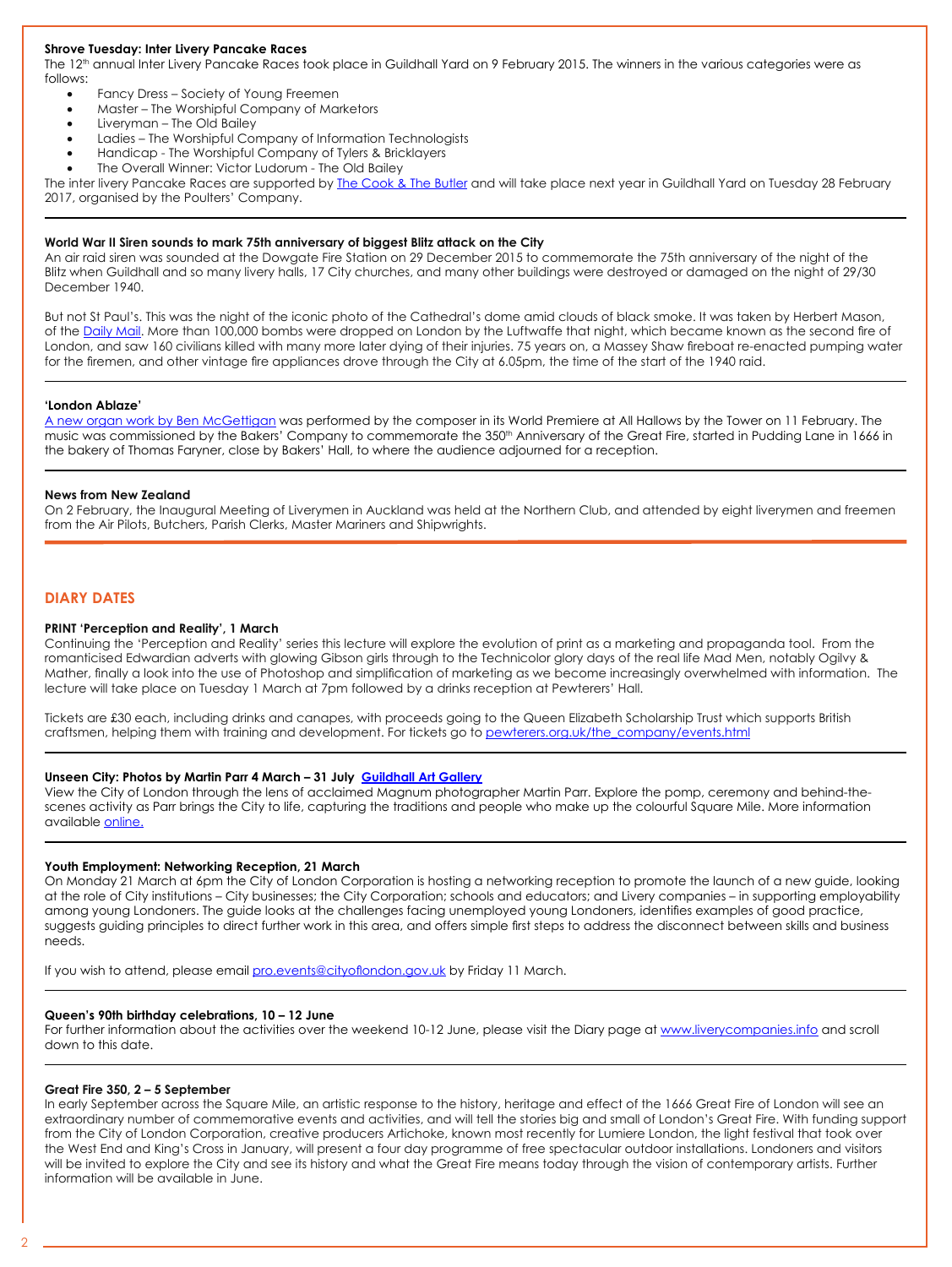**Shrove Tuesday: Inter Livery Pancake Races**

The 12th annual Inter Livery Pancake Races took place in Guildhall Yard on 9 February 2015. The winners in the various categories were as follows:

- Fancy Dress – Society of Young Freemen
- Master – The Worshipful Company of Marketors
- Liveryman – The Old Bailey
- Ladies – The Worshipful Company of Information Technologists
- Handicap - The Worshipful Company of Tylers & Bricklayers
- The Overall Winner: Victor Ludorum - The Old Bailey

The inter livery Pancake Races are supported by The Cook & The Butler and will take place next year in Guildhall Yard on Tuesday 28 February 2017, organised by the Poulters' Company.

---

**World War II Siren sounds to mark 75th anniversary of biggest Blitz attack on the City**

An air raid siren was sounded at the Dowgate Fire Station on 29 December 2015 to commemorate the 75th anniversary of the night of the Blitz when Guildhall and so many livery halls, 17 City churches, and many other buildings were destroyed or damaged on the night of 29/30 December 1940.

But not St Paul's. This was the night of the iconic photo of the Cathedral's dome amid clouds of black smoke. It was taken by Herbert Mason, of the Daily Mail. More than 100,000 bombs were dropped on London by the Luftwaffe that night, which became known as the second fire of London, and saw 160 civilians killed with many more later dying of their injuries. 75 years on, a Massey Shaw fireboat re-enacted pumping water for the firemen, and other vintage fire appliances drove through the City at 6.05pm, the time of the start of the 1940 raid.

---

**'London Ablaze'**

A new organ work by Ben McGettigan was performed by the composer in its World Premiere at All Hallows by the Tower on 11 February. The music was commissioned by the Bakers' Company to commemorate the 350th Anniversary of the Great Fire, started in Pudding Lane in 1666 in the bakery of Thomas Faryner, close by Bakers' Hall, to where the audience adjourned for a reception.

---

**News from New Zealand**

On 2 February, the Inaugural Meeting of Liverymen in Auckland was held at the Northern Club, and attended by eight liverymen and freemen from the Air Pilots, Butchers, Parish Clerks, Master Mariners and Shipwrights.

---

## DIARY DATES

**PRINT 'Perception and Reality', 1 March**

Continuing the 'Perception and Reality' series this lecture will explore the evolution of print as a marketing and propaganda tool. From the romanticised Edwardian adverts with glowing Gibson girls through to the Technicolor glory days of the real life Mad Men, notably Ogilvy & Mather, finally a look into the use of Photoshop and simplification of marketing as we become increasingly overwhelmed with information. The lecture will take place on Tuesday 1 March at 7pm followed by a drinks reception at Pewterers' Hall.

Tickets are £30 each, including drinks and canapes, with proceeds going to the Queen Elizabeth Scholarship Trust which supports British craftsmen, helping them with training and development. For tickets go to pewterers.org.uk/the_company/events.html

---

**Unseen City: Photos by Martin Parr 4 March – 31 July Guildhall Art Gallery**

View the City of London through the lens of acclaimed Magnum photographer Martin Parr. Explore the pomp, ceremony and behind-the-scenes activity as Parr brings the City to life, capturing the traditions and people who make up the colourful Square Mile. More information available online.

---

**Youth Employment: Networking Reception, 21 March**

On Monday 21 March at 6pm the City of London Corporation is hosting a networking reception to promote the launch of a new guide, looking at the role of City institutions – City businesses; the City Corporation; schools and educators; and Livery companies – in supporting employability among young Londoners. The guide looks at the challenges facing unemployed young Londoners, identifies examples of good practice, suggests guiding principles to direct further work in this area, and offers simple first steps to address the disconnect between skills and business needs.

If you wish to attend, please email pro.events@cityoflondon.gov.uk by Friday 11 March.

---

**Queen's 90th birthday celebrations, 10 – 12 June**

For further information about the activities over the weekend 10-12 June, please visit the Diary page at www.liverycompanies.info and scroll down to this date.

---

**Great Fire 350, 2 – 5 September**

In early September across the Square Mile, an artistic response to the history, heritage and effect of the 1666 Great Fire of London will see an extraordinary number of commemorative events and activities, and will tell the stories big and small of London's Great Fire. With funding support from the City of London Corporation, creative producers Artichoke, known most recently for Lumiere London, the light festival that took over the West End and King's Cross in January, will present a four day programme of free spectacular outdoor installations. Londoners and visitors will be invited to explore the City and see its history and what the Great Fire means today through the vision of contemporary artists. Further information will be available in June.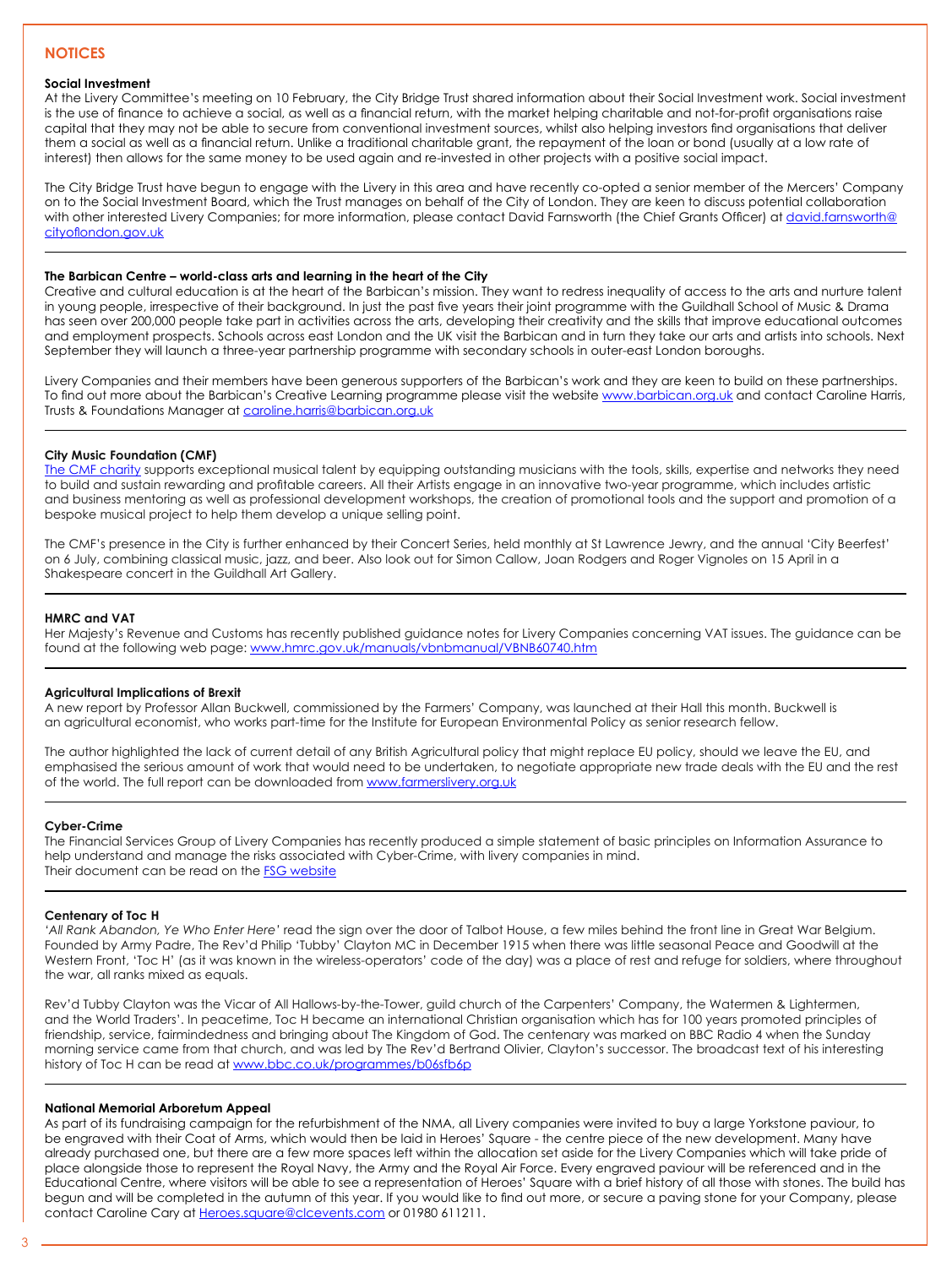## NOTICES

**Social Investment**

At the Livery Committee's meeting on 10 February, the City Bridge Trust shared information about their Social Investment work. Social investment is the use of finance to achieve a social, as well as a financial return, with the market helping charitable and not-for-profit organisations raise capital that they may not be able to secure from conventional investment sources, whilst also helping investors find organisations that deliver them a social as well as a financial return. Unlike a traditional charitable grant, the repayment of the loan or bond (usually at a low rate of interest) then allows for the same money to be used again and re-invested in other projects with a positive social impact.

The City Bridge Trust have begun to engage with the Livery in this area and have recently co-opted a senior member of the Mercers' Company on to the Social Investment Board, which the Trust manages on behalf of the City of London. They are keen to discuss potential collaboration with other interested Livery Companies; for more information, please contact David Farnsworth (the Chief Grants Officer) at david.farnsworth@cityoflondon.gov.uk

---

**The Barbican Centre – world-class arts and learning in the heart of the City**

Creative and cultural education is at the heart of the Barbican's mission. They want to redress inequality of access to the arts and nurture talent in young people, irrespective of their background. In just the past five years their joint programme with the Guildhall School of Music & Drama has seen over 200,000 people take part in activities across the arts, developing their creativity and the skills that improve educational outcomes and employment prospects. Schools across east London and the UK visit the Barbican and in turn they take our arts and artists into schools. Next September they will launch a three-year partnership programme with secondary schools in outer-east London boroughs.

Livery Companies and their members have been generous supporters of the Barbican's work and they are keen to build on these partnerships. To find out more about the Barbican's Creative Learning programme please visit the website www.barbican.org.uk and contact Caroline Harris, Trusts & Foundations Manager at caroline.harris@barbican.org.uk

---

**City Music Foundation (CMF)**

The CMF charity supports exceptional musical talent by equipping outstanding musicians with the tools, skills, expertise and networks they need to build and sustain rewarding and profitable careers. All their Artists engage in an innovative two-year programme, which includes artistic and business mentoring as well as professional development workshops, the creation of promotional tools and the support and promotion of a bespoke musical project to help them develop a unique selling point.

The CMF's presence in the City is further enhanced by their Concert Series, held monthly at St Lawrence Jewry, and the annual 'City Beerfest' on 6 July, combining classical music, jazz, and beer. Also look out for Simon Callow, Joan Rodgers and Roger Vignoles on 15 April in a Shakespeare concert in the Guildhall Art Gallery.

---

**HMRC and VAT**

Her Majesty's Revenue and Customs has recently published guidance notes for Livery Companies concerning VAT issues. The guidance can be found at the following web page: www.hmrc.gov.uk/manuals/vbnbmanual/VBNB60740.htm

---

**Agricultural Implications of Brexit**

A new report by Professor Allan Buckwell, commissioned by the Farmers' Company, was launched at their Hall this month. Buckwell is an agricultural economist, who works part-time for the Institute for European Environmental Policy as senior research fellow.

The author highlighted the lack of current detail of any British Agricultural policy that might replace EU policy, should we leave the EU, and emphasised the serious amount of work that would need to be undertaken, to negotiate appropriate new trade deals with the EU and the rest of the world. The full report can be downloaded from www.farmerslivery.org.uk

---

**Cyber-Crime**

The Financial Services Group of Livery Companies has recently produced a simple statement of basic principles on Information Assurance to help understand and manage the risks associated with Cyber-Crime, with livery companies in mind.
Their document can be read on the FSG website

---

**Centenary of Toc H**

*'All Rank Abandon, Ye Who Enter Here'* read the sign over the door of Talbot House, a few miles behind the front line in Great War Belgium. Founded by Army Padre, The Rev'd Philip 'Tubby' Clayton MC in December 1915 when there was little seasonal Peace and Goodwill at the Western Front, 'Toc H' (as it was known in the wireless-operators' code of the day) was a place of rest and refuge for soldiers, where throughout the war, all ranks mixed as equals.

Rev'd Tubby Clayton was the Vicar of All Hallows-by-the-Tower, guild church of the Carpenters' Company, the Watermen & Lightermen, and the World Traders'. In peacetime, Toc H became an international Christian organisation which has for 100 years promoted principles of friendship, service, fairmindedness and bringing about The Kingdom of God. The centenary was marked on BBC Radio 4 when the Sunday morning service came from that church, and was led by The Rev'd Bertrand Olivier, Clayton's successor. The broadcast text of his interesting history of Toc H can be read at www.bbc.co.uk/programmes/b06sfb6p

---

**National Memorial Arboretum Appeal**

As part of its fundraising campaign for the refurbishment of the NMA, all Livery companies were invited to buy a large Yorkstone paviour, to be engraved with their Coat of Arms, which would then be laid in Heroes' Square - the centre piece of the new development. Many have already purchased one, but there are a few more spaces left within the allocation set aside for the Livery Companies which will take pride of place alongside those to represent the Royal Navy, the Army and the Royal Air Force. Every engraved paviour will be referenced and in the Educational Centre, where visitors will be able to see a representation of Heroes' Square with a brief history of all those with stones. The build has begun and will be completed in the autumn of this year. If you would like to find out more, or secure a paving stone for your Company, please contact Caroline Cary at Heroes.square@clcevents.com or 01980 611211.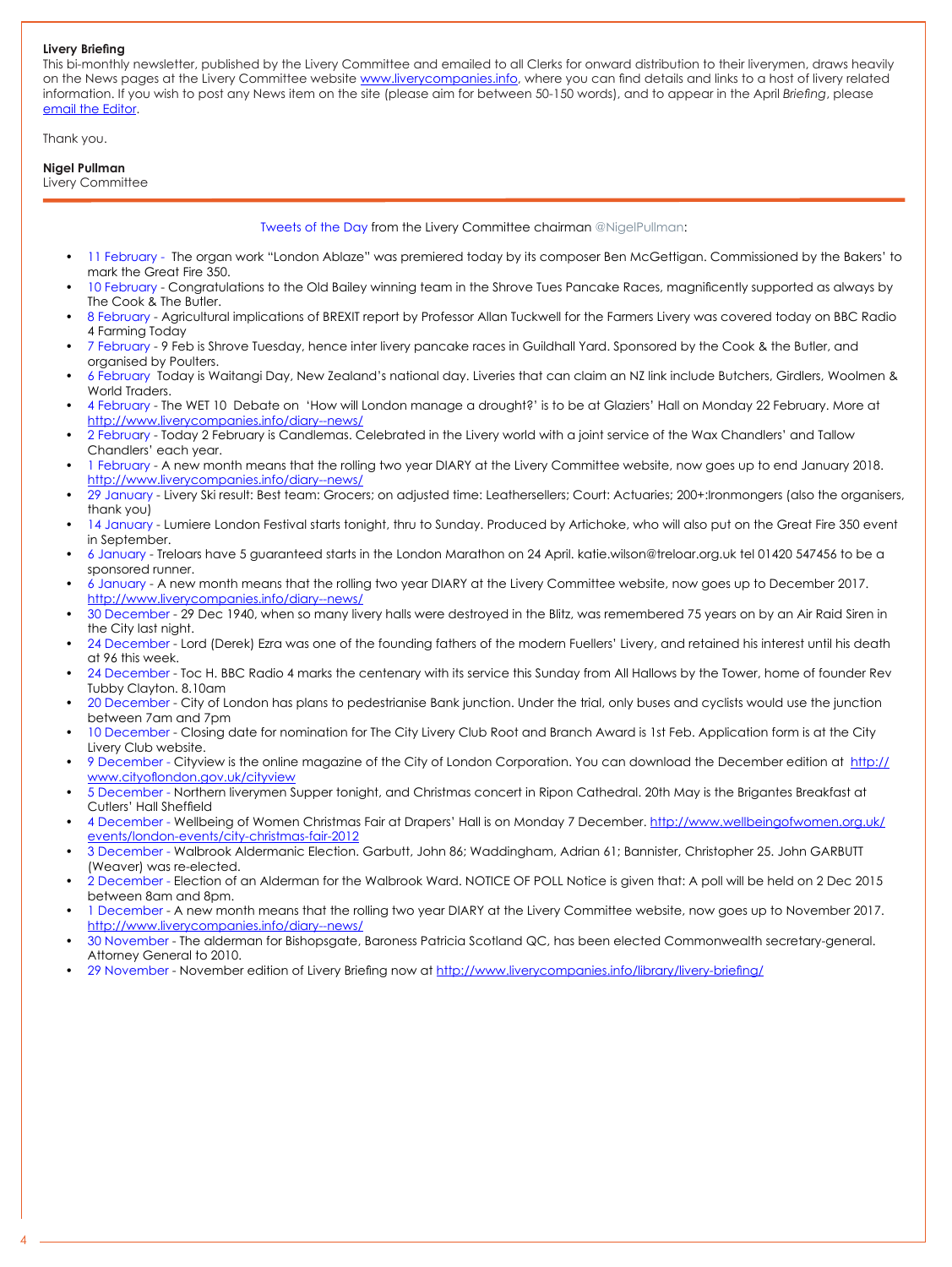**Livery Briefing**

This bi-monthly newsletter, published by the Livery Committee and emailed to all Clerks for onward distribution to their liverymen, draws heavily on the News pages at the Livery Committee website www.liverycompanies.info, where you can find details and links to a host of livery related information. If you wish to post any News item on the site (please aim for between 50-150 words), and to appear in the April *Briefing*, please email the Editor.

Thank you.

**Nigel Pullman**
Livery Committee

Tweets of the Day from the Livery Committee chairman @NigelPullman:

- 11 February - The organ work "London Ablaze" was premiered today by its composer Ben McGettigan. Commissioned by the Bakers' to mark the Great Fire 350.
- 10 February - Congratulations to the Old Bailey winning team in the Shrove Tues Pancake Races, magnificently supported as always by The Cook & The Butler.
- 8 February - Agricultural implications of BREXIT report by Professor Allan Tuckwell for the Farmers Livery was covered today on BBC Radio 4 Farming Today
- 7 February - 9 Feb is Shrove Tuesday, hence inter livery pancake races in Guildhall Yard. Sponsored by the Cook & the Butler, and organised by Poulters.
- 6 February Today is Waitangi Day, New Zealand's national day. Liveries that can claim an NZ link include Butchers, Girdlers, Woolmen & World Traders.
- 4 February - The WET 10 Debate on 'How will London manage a drought?' is to be at Glaziers' Hall on Monday 22 February. More at http://www.liverycompanies.info/diary--news/
- 2 February - Today 2 February is Candlemas. Celebrated in the Livery world with a joint service of the Wax Chandlers' and Tallow Chandlers' each year.
- 1 February - A new month means that the rolling two year DIARY at the Livery Committee website, now goes up to end January 2018. http://www.liverycompanies.info/diary--news/
- 29 January - Livery Ski result: Best team: Grocers; on adjusted time: Leathersellers; Court: Actuaries; 200+:Ironmongers (also the organisers, thank you)
- 14 January - Lumiere London Festival starts tonight, thru to Sunday. Produced by Artichoke, who will also put on the Great Fire 350 event in September.
- 6 January - Treloars have 5 guaranteed starts in the London Marathon on 24 April. katie.wilson@treloar.org.uk tel 01420 547456 to be a sponsored runner.
- 6 January - A new month means that the rolling two year DIARY at the Livery Committee website, now goes up to December 2017. http://www.liverycompanies.info/diary--news/
- 30 December - 29 Dec 1940, when so many livery halls were destroyed in the Blitz, was remembered 75 years on by an Air Raid Siren in the City last night.
- 24 December - Lord (Derek) Ezra was one of the founding fathers of the modern Fuellers' Livery, and retained his interest until his death at 96 this week.
- 24 December - Toc H. BBC Radio 4 marks the centenary with its service this Sunday from All Hallows by the Tower, home of founder Rev Tubby Clayton. 8.10am
- 20 December - City of London has plans to pedestrianise Bank junction. Under the trial, only buses and cyclists would use the junction between 7am and 7pm
- 10 December - Closing date for nomination for The City Livery Club Root and Branch Award is 1st Feb. Application form is at the City Livery Club website.
- 9 December - Cityview is the online magazine of the City of London Corporation. You can download the December edition at http://www.cityoflondon.gov.uk/cityview
- 5 December - Northern liverymen Supper tonight, and Christmas concert in Ripon Cathedral. 20th May is the Brigantes Breakfast at Cutlers' Hall Sheffield
- 4 December - Wellbeing of Women Christmas Fair at Drapers' Hall is on Monday 7 December. http://www.wellbeingofwomen.org.uk/events/london-events/city-christmas-fair-2012
- 3 December - Walbrook Aldermanic Election. Garbutt, John 86; Waddingham, Adrian 61; Bannister, Christopher 25. John GARBUTT (Weaver) was re-elected.
- 2 December - Election of an Alderman for the Walbrook Ward. NOTICE OF POLL Notice is given that: A poll will be held on 2 Dec 2015 between 8am and 8pm.
- 1 December - A new month means that the rolling two year DIARY at the Livery Committee website, now goes up to November 2017. http://www.liverycompanies.info/diary--news/
- 30 November - The alderman for Bishopsgate, Baroness Patricia Scotland QC, has been elected Commonwealth secretary-general. Attorney General to 2010.
- 29 November - November edition of Livery Briefing now at http://www.liverycompanies.info/library/livery-briefing/